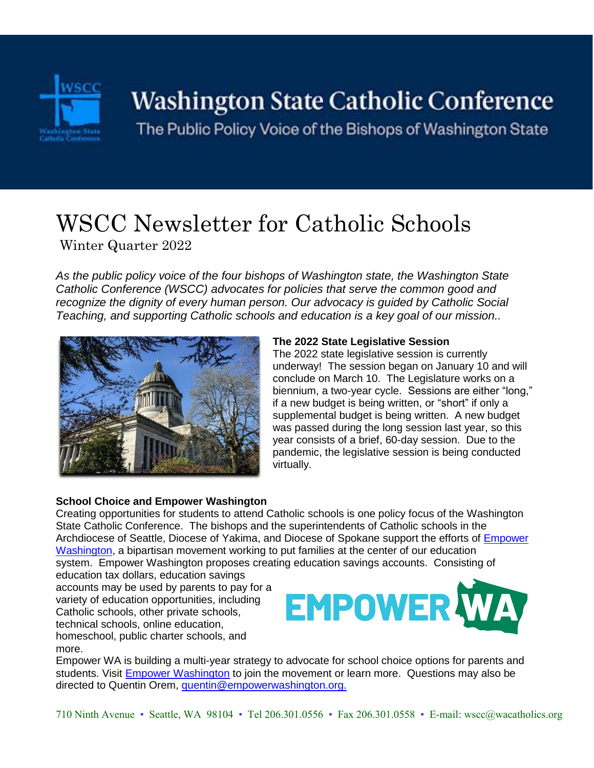# Washington State Catholic Conference

The Public Policy Voice of the Bishops of Washington State

# WSCC Newsletter for Catholic Schools

Winter Quarter 2022

*As the public policy voice of the four bishops of Washington state, the Washington State Catholic Conference (WSCC) advocates for policies that serve the common good and recognize the dignity of every human person. Our advocacy is guided by Catholic Social Teaching, and supporting Catholic schools and education is a key goal of our mission..*

**The 2022 State Legislative Session**

The 2022 state legislative session is currently underway! The session began on January 10 and will conclude on March 10. The Legislature works on a biennium, a two-year cycle. Sessions are either "long," if a new budget is being written, or "short" if only a supplemental budget is being written. A new budget was passed during the long session last year, so this year consists of a brief, 60-day session. Due to the pandemic, the legislative session is being conducted virtually.

**School Choice and Empower Washington**

Creating opportunities for students to attend Catholic schools is one policy focus of the Washington State Catholic Conference. The bishops and the superintendents of Catholic schools in the Archdiocese of Seattle, Diocese of Yakima, and Diocese of Spokane support the efforts of Empower Washington, a bipartisan movement working to put families at the center of our education system. Empower Washington proposes creating education savings accounts. Consisting of education tax dollars, education savings accounts may be used by parents to pay for a variety of education opportunities, including Catholic schools, other private schools, technical schools, online education, homeschool, public charter schools, and more.

Empower WA is building a multi-year strategy to advocate for school choice options for parents and students. Visit Empower Washington to join the movement or learn more. Questions may also be directed to Quentin Orem, quentin@empowerwashington.org.

710 Ninth Avenue • Seattle, WA 98104 • Tel 206.301.0556 • Fax 206.301.0558 • E-mail: wscc@wacatholics.org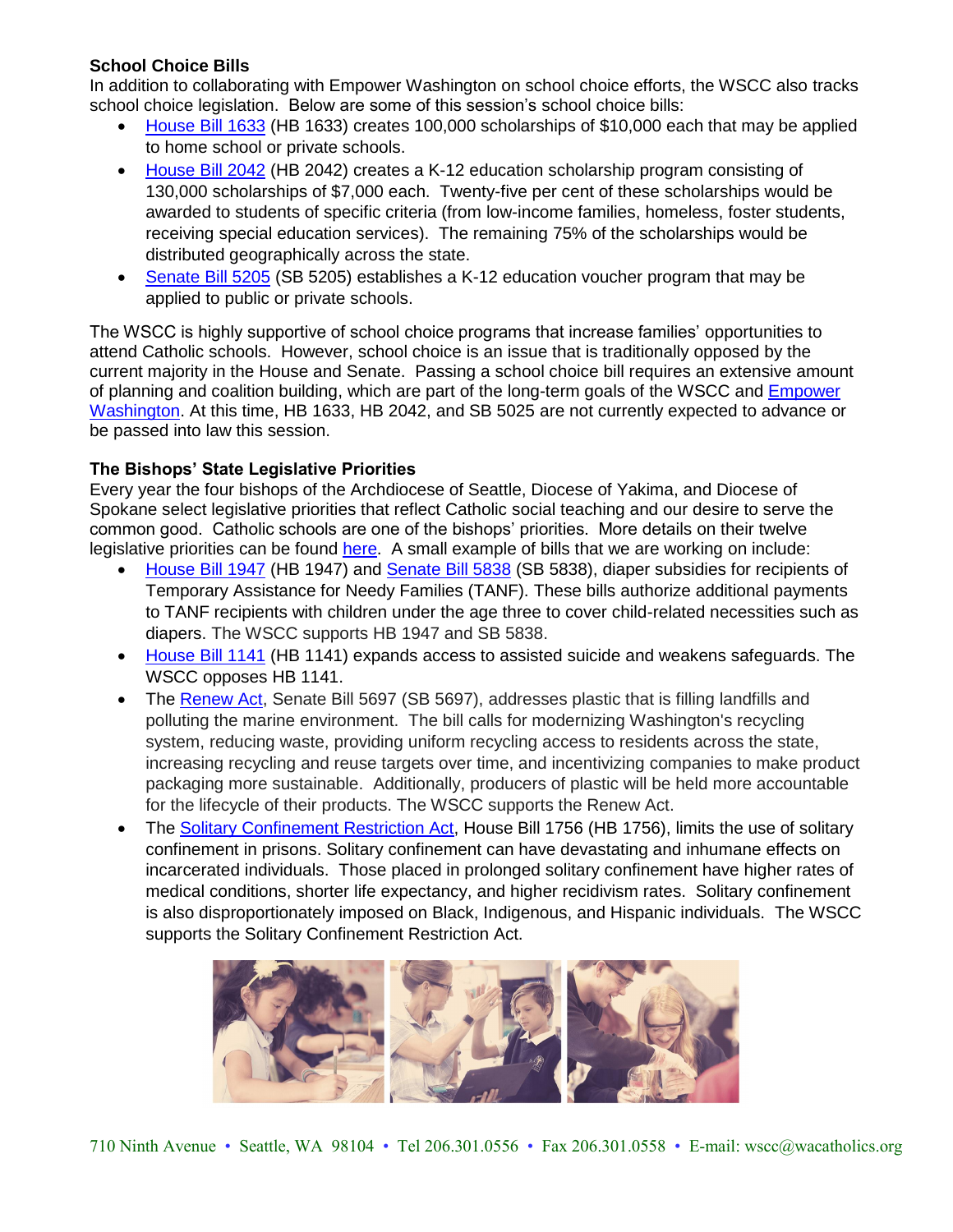**School Choice Bills**

In addition to collaborating with Empower Washington on school choice efforts, the WSCC also tracks school choice legislation. Below are some of this session's school choice bills:

- House Bill 1633 (HB 1633) creates 100,000 scholarships of $10,000 each that may be applied to home school or private schools.
- House Bill 2042 (HB 2042) creates a K-12 education scholarship program consisting of 130,000 scholarships of $7,000 each. Twenty-five per cent of these scholarships would be awarded to students of specific criteria (from low-income families, homeless, foster students, receiving special education services). The remaining 75% of the scholarships would be distributed geographically across the state.
- Senate Bill 5205 (SB 5205) establishes a K-12 education voucher program that may be applied to public or private schools.

The WSCC is highly supportive of school choice programs that increase families' opportunities to attend Catholic schools. However, school choice is an issue that is traditionally opposed by the current majority in the House and Senate. Passing a school choice bill requires an extensive amount of planning and coalition building, which are part of the long-term goals of the WSCC and Empower Washington. At this time, HB 1633, HB 2042, and SB 5025 are not currently expected to advance or be passed into law this session.

**The Bishops' State Legislative Priorities**

Every year the four bishops of the Archdiocese of Seattle, Diocese of Yakima, and Diocese of Spokane select legislative priorities that reflect Catholic social teaching and our desire to serve the common good. Catholic schools are one of the bishops' priorities. More details on their twelve legislative priorities can be found here. A small example of bills that we are working on include:

- House Bill 1947 (HB 1947) and Senate Bill 5838 (SB 5838), diaper subsidies for recipients of Temporary Assistance for Needy Families (TANF). These bills authorize additional payments to TANF recipients with children under the age three to cover child-related necessities such as diapers. The WSCC supports HB 1947 and SB 5838.
- House Bill 1141 (HB 1141) expands access to assisted suicide and weakens safeguards. The WSCC opposes HB 1141.
- The Renew Act, Senate Bill 5697 (SB 5697), addresses plastic that is filling landfills and polluting the marine environment. The bill calls for modernizing Washington's recycling system, reducing waste, providing uniform recycling access to residents across the state, increasing recycling and reuse targets over time, and incentivizing companies to make product packaging more sustainable. Additionally, producers of plastic will be held more accountable for the lifecycle of their products. The WSCC supports the Renew Act.
- The Solitary Confinement Restriction Act, House Bill 1756 (HB 1756), limits the use of solitary confinement in prisons. Solitary confinement can have devastating and inhumane effects on incarcerated individuals. Those placed in prolonged solitary confinement have higher rates of medical conditions, shorter life expectancy, and higher recidivism rates. Solitary confinement is also disproportionately imposed on Black, Indigenous, and Hispanic individuals. The WSCC supports the Solitary Confinement Restriction Act.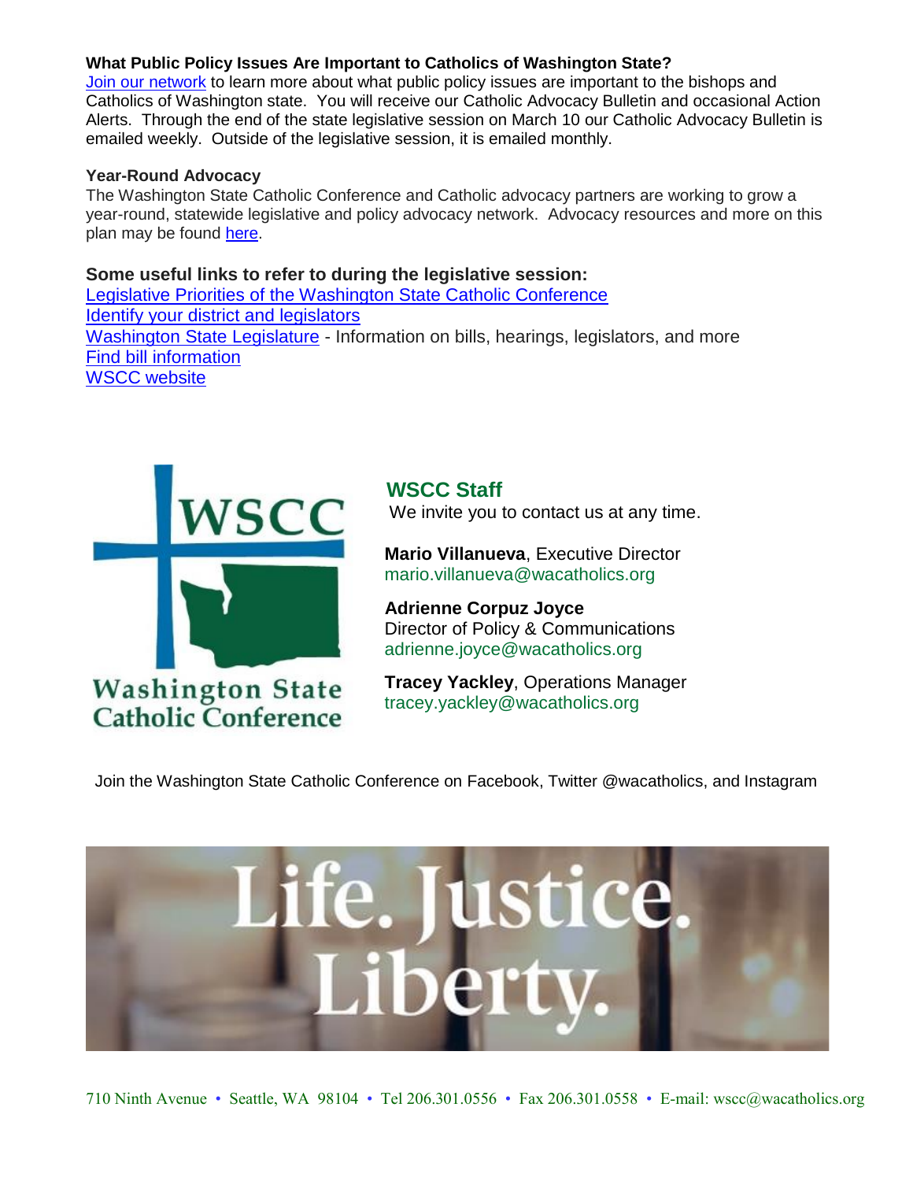**What Public Policy Issues Are Important to Catholics of Washington State?**

Join our network to learn more about what public policy issues are important to the bishops and Catholics of Washington state. You will receive our Catholic Advocacy Bulletin and occasional Action Alerts. Through the end of the state legislative session on March 10 our Catholic Advocacy Bulletin is emailed weekly. Outside of the legislative session, it is emailed monthly.

**Year-Round Advocacy**

The Washington State Catholic Conference and Catholic advocacy partners are working to grow a year-round, statewide legislative and policy advocacy network. Advocacy resources and more on this plan may be found here.

**Some useful links to refer to during the legislative session:**

Legislative Priorities of the Washington State Catholic Conference
Identify your district and legislators
Washington State Legislature - Information on bills, hearings, legislators, and more
Find bill information
WSCC website

WSCC
Washington State Catholic Conference

**WSCC Staff**

We invite you to contact us at any time.

**Mario Villanueva**, Executive Director
mario.villanueva@wacatholics.org

**Adrienne Corpuz Joyce**
Director of Policy & Communications
adrienne.joyce@wacatholics.org

**Tracey Yackley**, Operations Manager
tracey.yackley@wacatholics.org

Join the Washington State Catholic Conference on Facebook, Twitter @wacatholics, and Instagram

Life. Justice. Liberty.

710 Ninth Avenue • Seattle, WA 98104 • Tel 206.301.0556 • Fax 206.301.0558 • E-mail: wscc@wacatholics.org